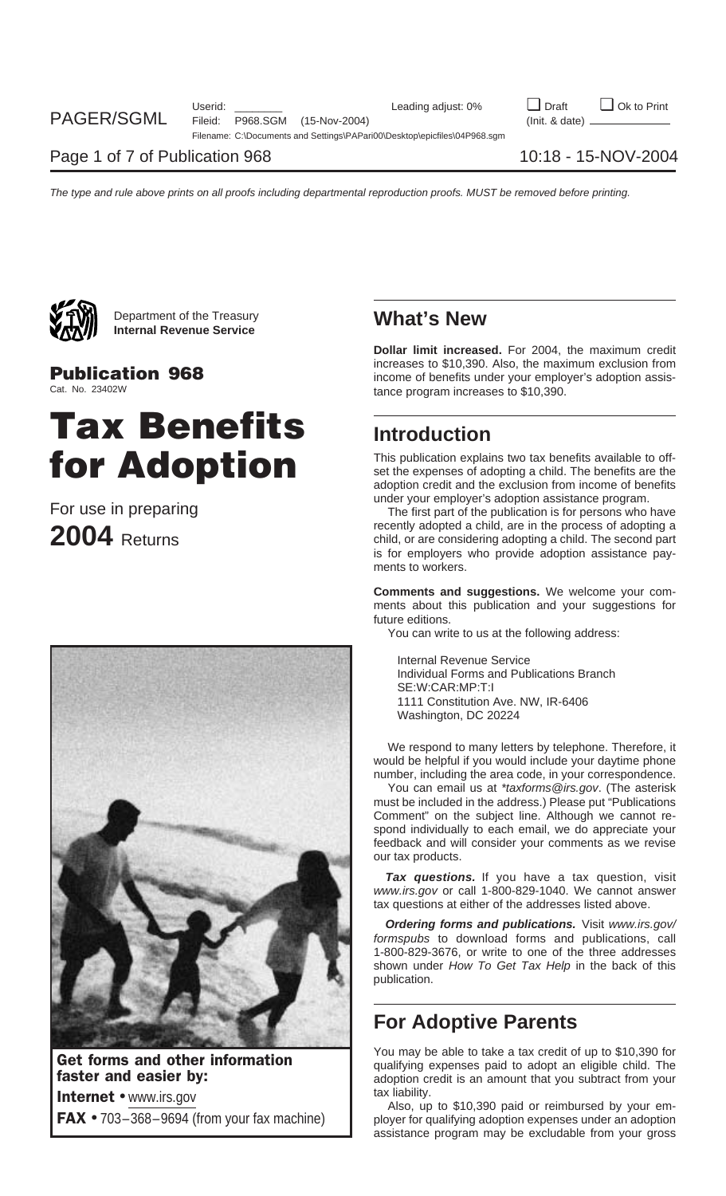Department of the Treasury
**Internal Revenue Service**

**Publication 968**
Cat. No. 23402W

# Tax Benefits for Adoption

For use in preparing

**2004** Returns

**Get forms and other information faster and easier by:**

**Internet** • www.irs.gov

**FAX** • 703–368–9694 (from your fax machine)

## What's New

**Dollar limit increased.** For 2004, the maximum credit increases to $10,390. Also, the maximum exclusion from income of benefits under your employer's adoption assistance program increases to $10,390.

## Introduction

This publication explains two tax benefits available to offset the expenses of adopting a child. The benefits are the adoption credit and the exclusion from income of benefits under your employer's adoption assistance program.

The first part of the publication is for persons who have recently adopted a child, are in the process of adopting a child, or are considering adopting a child. The second part is for employers who provide adoption assistance payments to workers.

**Comments and suggestions.** We welcome your comments about this publication and your suggestions for future editions.

You can write to us at the following address:

Internal Revenue Service
Individual Forms and Publications Branch
SE:W:CAR:MP:T:I
1111 Constitution Ave. NW, IR-6406
Washington, DC 20224

We respond to many letters by telephone. Therefore, it would be helpful if you would include your daytime phone number, including the area code, in your correspondence.

You can email us at **taxforms@irs.gov*. (The asterisk must be included in the address.) Please put "Publications Comment" on the subject line. Although we cannot respond individually to each email, we do appreciate your feedback and will consider your comments as we revise our tax products.

***Tax questions.*** If you have a tax question, visit *www.irs.gov* or call 1-800-829-1040. We cannot answer tax questions at either of the addresses listed above.

***Ordering forms and publications.*** Visit *www.irs.gov/formspubs* to download forms and publications, call 1-800-829-3676, or write to one of the three addresses shown under *How To Get Tax Help* in the back of this publication.

## For Adoptive Parents

You may be able to take a tax credit of up to $10,390 for qualifying expenses paid to adopt an eligible child. The adoption credit is an amount that you subtract from your tax liability.

Also, up to $10,390 paid or reimbursed by your employer for qualifying adoption expenses under an adoption assistance program may be excludable from your gross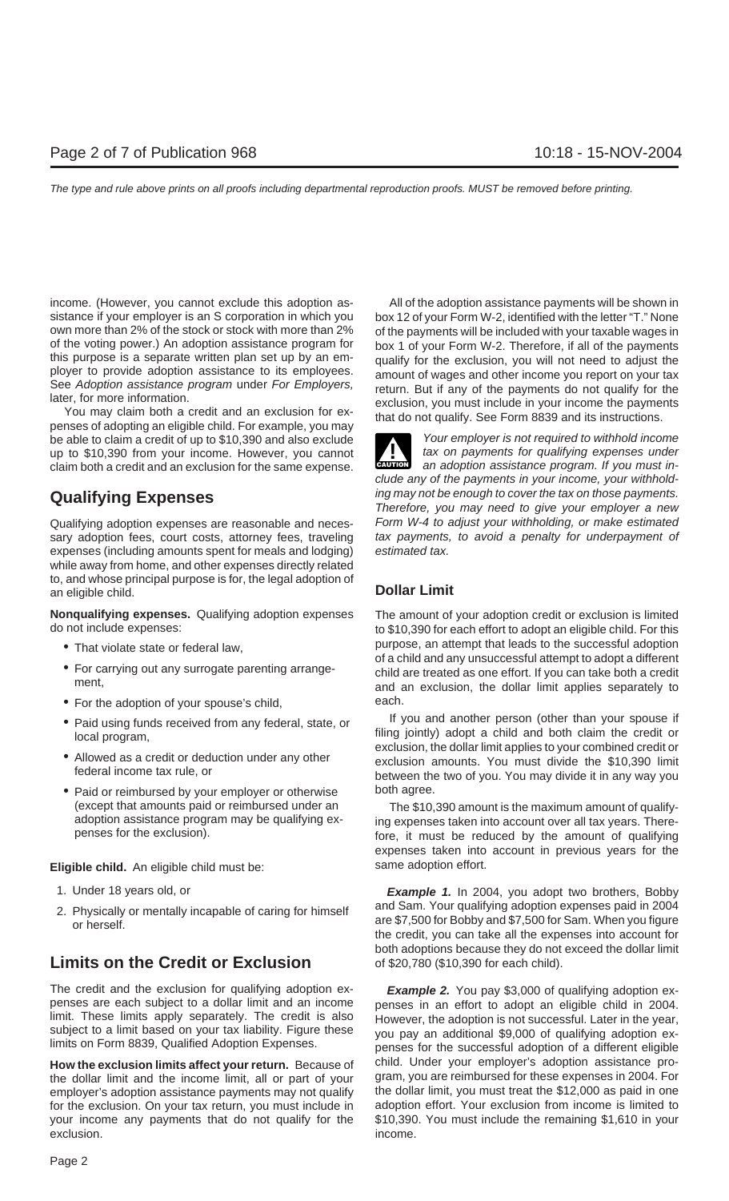income. (However, you cannot exclude this adoption assistance if your employer is an S corporation in which you own more than 2% of the stock or stock with more than 2% of the voting power.) An adoption assistance program for this purpose is a separate written plan set up by an employer to provide adoption assistance to its employees. See *Adoption assistance program* under *For Employers,* later, for more information.

You may claim both a credit and an exclusion for expenses of adopting an eligible child. For example, you may be able to claim a credit of up to $10,390 and also exclude up to $10,390 from your income. However, you cannot claim both a credit and an exclusion for the same expense.

## Qualifying Expenses

Qualifying adoption expenses are reasonable and necessary adoption fees, court costs, attorney fees, traveling expenses (including amounts spent for meals and lodging) while away from home, and other expenses directly related to, and whose principal purpose is for, the legal adoption of an eligible child.

**Nonqualifying expenses.** Qualifying adoption expenses do not include expenses:

- That violate state or federal law,
- For carrying out any surrogate parenting arrangement,
- For the adoption of your spouse's child,
- Paid using funds received from any federal, state, or local program,
- Allowed as a credit or deduction under any other federal income tax rule, or
- Paid or reimbursed by your employer or otherwise (except that amounts paid or reimbursed under an adoption assistance program may be qualifying expenses for the exclusion).

**Eligible child.** An eligible child must be:

1. Under 18 years old, or
2. Physically or mentally incapable of caring for himself or herself.

## Limits on the Credit or Exclusion

The credit and the exclusion for qualifying adoption expenses are each subject to a dollar limit and an income limit. These limits apply separately. The credit is also subject to a limit based on your tax liability. Figure these limits on Form 8839, Qualified Adoption Expenses.

**How the exclusion limits affect your return.** Because of the dollar limit and the income limit, all or part of your employer's adoption assistance payments may not qualify for the exclusion. On your tax return, you must include in your income any payments that do not qualify for the exclusion.

All of the adoption assistance payments will be shown in box 12 of your Form W-2, identified with the letter "T." None of the payments will be included with your taxable wages in box 1 of your Form W-2. Therefore, if all of the payments qualify for the exclusion, you will not need to adjust the amount of wages and other income you report on your tax return. But if any of the payments do not qualify for the exclusion, you must include in your income the payments that do not qualify. See Form 8839 and its instructions.

**CAUTION:** *Your employer is not required to withhold income tax on payments for qualifying expenses under an adoption assistance program. If you must include any of the payments in your income, your withholding may not be enough to cover the tax on those payments. Therefore, you may need to give your employer a new Form W-4 to adjust your withholding, or make estimated tax payments, to avoid a penalty for underpayment of estimated tax.*

### Dollar Limit

The amount of your adoption credit or exclusion is limited to $10,390 for each effort to adopt an eligible child. For this purpose, an attempt that leads to the successful adoption of a child and any unsuccessful attempt to adopt a different child are treated as one effort. If you can take both a credit and an exclusion, the dollar limit applies separately to each.

If you and another person (other than your spouse if filing jointly) adopt a child and both claim the credit or exclusion, the dollar limit applies to your combined credit or exclusion amounts. You must divide the $10,390 limit between the two of you. You may divide it in any way you both agree.

The $10,390 amount is the maximum amount of qualifying expenses taken into account over all tax years. Therefore, it must be reduced by the amount of qualifying expenses taken into account in previous years for the same adoption effort.

***Example 1.*** In 2004, you adopt two brothers, Bobby and Sam. Your qualifying adoption expenses paid in 2004 are $7,500 for Bobby and $7,500 for Sam. When you figure the credit, you can take all the expenses into account for both adoptions because they do not exceed the dollar limit of $20,780 ($10,390 for each child).

***Example 2.*** You pay $3,000 of qualifying adoption expenses in an effort to adopt an eligible child in 2004. However, the adoption is not successful. Later in the year, you pay an additional $9,000 of qualifying adoption expenses for the successful adoption of a different eligible child. Under your employer's adoption assistance program, you are reimbursed for these expenses in 2004. For the dollar limit, you must treat the $12,000 as paid in one adoption effort. Your exclusion from income is limited to $10,390. You must include the remaining $1,610 in your income.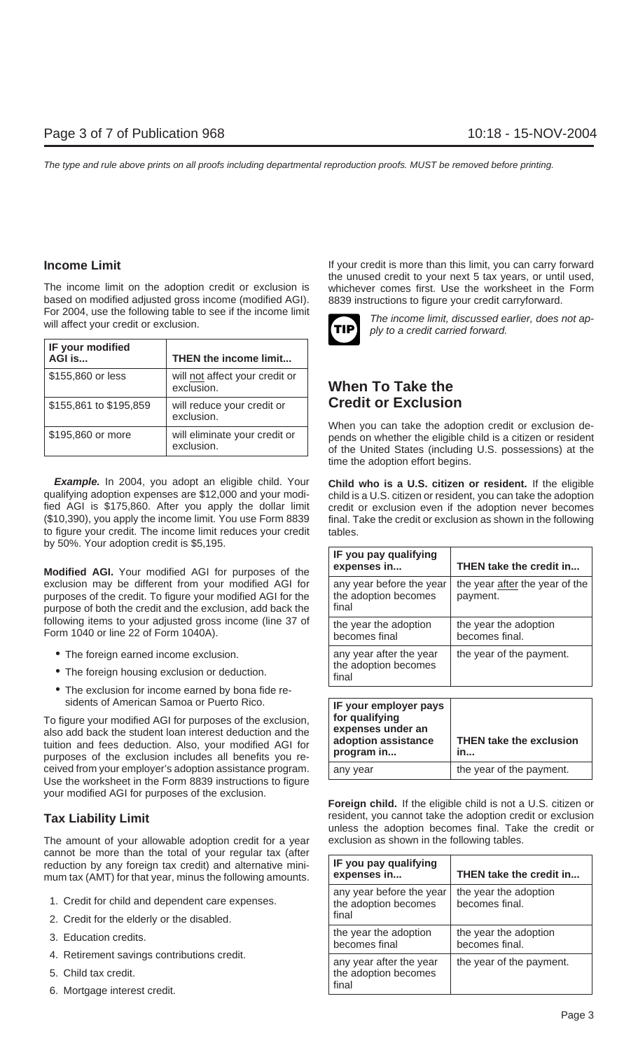## Income Limit

The income limit on the adoption credit or exclusion is based on modified adjusted gross income (modified AGI). For 2004, use the following table to see if the income limit will affect your credit or exclusion.

| IF your modified AGI is... | THEN the income limit... |
|---|---|
| $155,860 or less | will not affect your credit or exclusion. |
| $155,861 to $195,859 | will reduce your credit or exclusion. |
| $195,860 or more | will eliminate your credit or exclusion. |

***Example.*** In 2004, you adopt an eligible child. Your qualifying adoption expenses are $12,000 and your modified AGI is $175,860. After you apply the dollar limit ($10,390), you apply the income limit. You use Form 8839 to figure your credit. The income limit reduces your credit by 50%. Your adoption credit is $5,195.

**Modified AGI.** Your modified AGI for purposes of the exclusion may be different from your modified AGI for purposes of the credit. To figure your modified AGI for the purpose of both the credit and the exclusion, add back the following items to your adjusted gross income (line 37 of Form 1040 or line 22 of Form 1040A).

- The foreign earned income exclusion.
- The foreign housing exclusion or deduction.
- The exclusion for income earned by bona fide residents of American Samoa or Puerto Rico.

To figure your modified AGI for purposes of the exclusion, also add back the student loan interest deduction and the tuition and fees deduction. Also, your modified AGI for purposes of the exclusion includes all benefits you received from your employer's adoption assistance program. Use the worksheet in the Form 8839 instructions to figure your modified AGI for purposes of the exclusion.

## Tax Liability Limit

The amount of your allowable adoption credit for a year cannot be more than the total of your regular tax (after reduction by any foreign tax credit) and alternative minimum tax (AMT) for that year, minus the following amounts.

1. Credit for child and dependent care expenses.
2. Credit for the elderly or the disabled.
3. Education credits.
4. Retirement savings contributions credit.
5. Child tax credit.
6. Mortgage interest credit.

If your credit is more than this limit, you can carry forward the unused credit to your next 5 tax years, or until used, whichever comes first. Use the worksheet in the Form 8839 instructions to figure your credit carryforward.

**TIP** *The income limit, discussed earlier, does not apply to a credit carried forward.*

# When To Take the Credit or Exclusion

When you can take the adoption credit or exclusion depends on whether the eligible child is a citizen or resident of the United States (including U.S. possessions) at the time the adoption effort begins.

**Child who is a U.S. citizen or resident.** If the eligible child is a U.S. citizen or resident, you can take the adoption credit or exclusion even if the adoption never becomes final. Take the credit or exclusion as shown in the following tables.

| IF you pay qualifying expenses in... | THEN take the credit in... |
|---|---|
| any year before the year the adoption becomes final | the year after the year of the payment. |
| the year the adoption becomes final | the year the adoption becomes final. |
| any year after the year the adoption becomes final | the year of the payment. |

| IF your employer pays for qualifying expenses under an adoption assistance program in... | THEN take the exclusion in... |
|---|---|
| any year | the year of the payment. |

**Foreign child.** If the eligible child is not a U.S. citizen or resident, you cannot take the adoption credit or exclusion unless the adoption becomes final. Take the credit or exclusion as shown in the following tables.

| IF you pay qualifying expenses in... | THEN take the credit in... |
|---|---|
| any year before the year the adoption becomes final | the year the adoption becomes final. |
| the year the adoption becomes final | the year the adoption becomes final. |
| any year after the year the adoption becomes final | the year of the payment. |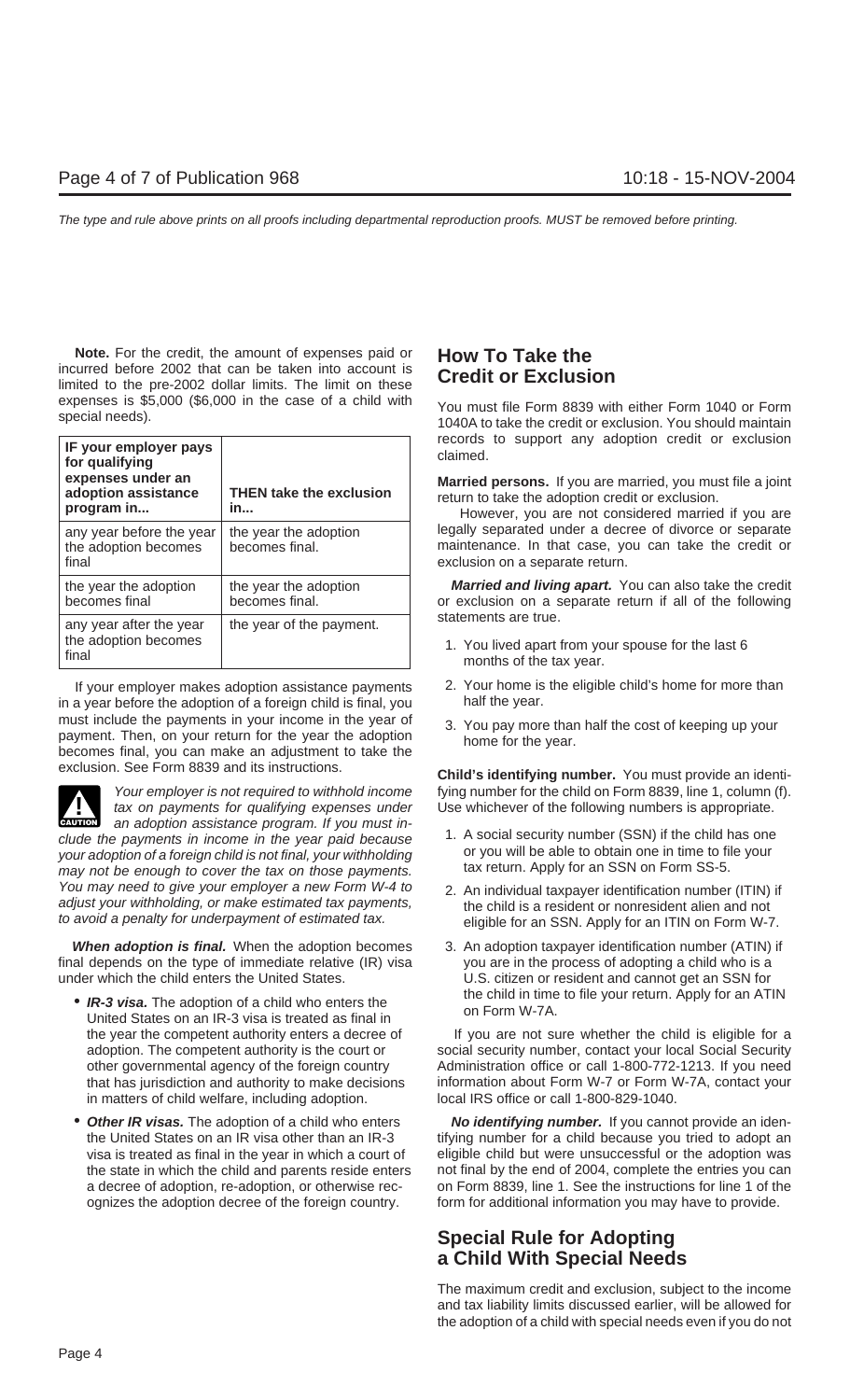**Note.** For the credit, the amount of expenses paid or incurred before 2002 that can be taken into account is limited to the pre-2002 dollar limits. The limit on these expenses is $5,000 ($6,000 in the case of a child with special needs).

| IF your employer pays for qualifying expenses under an adoption assistance program in... | THEN take the exclusion in... |
|---|---|
| any year before the year the adoption becomes final | the year the adoption becomes final. |
| the year the adoption becomes final | the year the adoption becomes final. |
| any year after the year the adoption becomes final | the year of the payment. |

If your employer makes adoption assistance payments in a year before the adoption of a foreign child is final, you must include the payments in your income in the year of payment. Then, on your return for the year the adoption becomes final, you can make an adjustment to take the exclusion. See Form 8839 and its instructions.

**CAUTION** *Your employer is not required to withhold income tax on payments for qualifying expenses under an adoption assistance program. If you must include the payments in income in the year paid because your adoption of a foreign child is not final, your withholding may not be enough to cover the tax on those payments. You may need to give your employer a new Form W-4 to adjust your withholding, or make estimated tax payments, to avoid a penalty for underpayment of estimated tax.*

***When adoption is final.*** When the adoption becomes final depends on the type of immediate relative (IR) visa under which the child enters the United States.

- ***IR-3 visa.*** The adoption of a child who enters the United States on an IR-3 visa is treated as final in the year the competent authority enters a decree of adoption. The competent authority is the court or other governmental agency of the foreign country that has jurisdiction and authority to make decisions in matters of child welfare, including adoption.
- ***Other IR visas.*** The adoption of a child who enters the United States on an IR visa other than an IR-3 visa is treated as final in the year in which a court of the state in which the child and parents reside enters a decree of adoption, re-adoption, or otherwise recognizes the adoption decree of the foreign country.

## How To Take the Credit or Exclusion

You must file Form 8839 with either Form 1040 or Form 1040A to take the credit or exclusion. You should maintain records to support any adoption credit or exclusion claimed.

**Married persons.** If you are married, you must file a joint return to take the adoption credit or exclusion.

However, you are not considered married if you are legally separated under a decree of divorce or separate maintenance. In that case, you can take the credit or exclusion on a separate return.

***Married and living apart.*** You can also take the credit or exclusion on a separate return if all of the following statements are true.

1. You lived apart from your spouse for the last 6 months of the tax year.
2. Your home is the eligible child's home for more than half the year.
3. You pay more than half the cost of keeping up your home for the year.

**Child's identifying number.** You must provide an identifying number for the child on Form 8839, line 1, column (f). Use whichever of the following numbers is appropriate.

1. A social security number (SSN) if the child has one or you will be able to obtain one in time to file your tax return. Apply for an SSN on Form SS-5.
2. An individual taxpayer identification number (ITIN) if the child is a resident or nonresident alien and not eligible for an SSN. Apply for an ITIN on Form W-7.
3. An adoption taxpayer identification number (ATIN) if you are in the process of adopting a child who is a U.S. citizen or resident and cannot get an SSN for the child in time to file your return. Apply for an ATIN on Form W-7A.

If you are not sure whether the child is eligible for a social security number, contact your local Social Security Administration office or call 1-800-772-1213. If you need information about Form W-7 or Form W-7A, contact your local IRS office or call 1-800-829-1040.

***No identifying number.*** If you cannot provide an identifying number for a child because you tried to adopt an eligible child but were unsuccessful or the adoption was not final by the end of 2004, complete the entries you can on Form 8839, line 1. See the instructions for line 1 of the form for additional information you may have to provide.

## Special Rule for Adopting a Child With Special Needs

The maximum credit and exclusion, subject to the income and tax liability limits discussed earlier, will be allowed for the adoption of a child with special needs even if you do not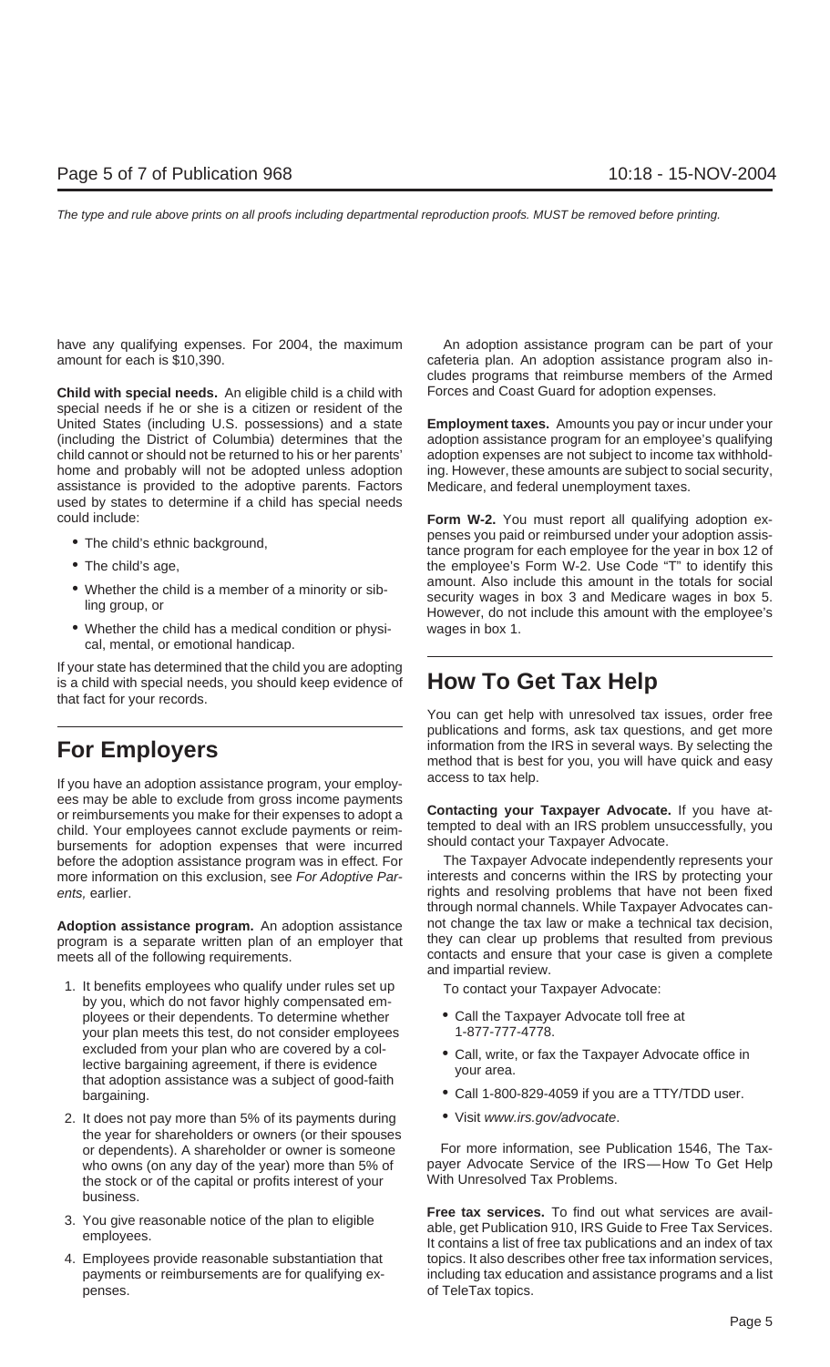have any qualifying expenses. For 2004, the maximum amount for each is $10,390.

**Child with special needs.** An eligible child is a child with special needs if he or she is a citizen or resident of the United States (including U.S. possessions) and a state (including the District of Columbia) determines that the child cannot or should not be returned to his or her parents' home and probably will not be adopted unless adoption assistance is provided to the adoptive parents. Factors used by states to determine if a child has special needs could include:

- The child's ethnic background,
- The child's age,
- Whether the child is a member of a minority or sibling group, or
- Whether the child has a medical condition or physical, mental, or emotional handicap.

If your state has determined that the child you are adopting is a child with special needs, you should keep evidence of that fact for your records.

# For Employers

If you have an adoption assistance program, your employees may be able to exclude from gross income payments or reimbursements you make for their expenses to adopt a child. Your employees cannot exclude payments or reimbursements for adoption expenses that were incurred before the adoption assistance program was in effect. For more information on this exclusion, see *For Adoptive Parents,* earlier.

**Adoption assistance program.** An adoption assistance program is a separate written plan of an employer that meets all of the following requirements.

1. It benefits employees who qualify under rules set up by you, which do not favor highly compensated employees or their dependents. To determine whether your plan meets this test, do not consider employees excluded from your plan who are covered by a collective bargaining agreement, if there is evidence that adoption assistance was a subject of good-faith bargaining.
2. It does not pay more than 5% of its payments during the year for shareholders or owners (or their spouses or dependents). A shareholder or owner is someone who owns (on any day of the year) more than 5% of the stock or of the capital or profits interest of your business.
3. You give reasonable notice of the plan to eligible employees.
4. Employees provide reasonable substantiation that payments or reimbursements are for qualifying expenses.

An adoption assistance program can be part of your cafeteria plan. An adoption assistance program also includes programs that reimburse members of the Armed Forces and Coast Guard for adoption expenses.

**Employment taxes.** Amounts you pay or incur under your adoption assistance program for an employee's qualifying adoption expenses are not subject to income tax withholding. However, these amounts are subject to social security, Medicare, and federal unemployment taxes.

**Form W-2.** You must report all qualifying adoption expenses you paid or reimbursed under your adoption assistance program for each employee for the year in box 12 of the employee's Form W-2. Use Code "T" to identify this amount. Also include this amount in the totals for social security wages in box 3 and Medicare wages in box 5. However, do not include this amount with the employee's wages in box 1.

# How To Get Tax Help

You can get help with unresolved tax issues, order free publications and forms, ask tax questions, and get more information from the IRS in several ways. By selecting the method that is best for you, you will have quick and easy access to tax help.

**Contacting your Taxpayer Advocate.** If you have attempted to deal with an IRS problem unsuccessfully, you should contact your Taxpayer Advocate.

The Taxpayer Advocate independently represents your interests and concerns within the IRS by protecting your rights and resolving problems that have not been fixed through normal channels. While Taxpayer Advocates cannot change the tax law or make a technical tax decision, they can clear up problems that resulted from previous contacts and ensure that your case is given a complete and impartial review.

To contact your Taxpayer Advocate:

- Call the Taxpayer Advocate toll free at 1-877-777-4778.
- Call, write, or fax the Taxpayer Advocate office in your area.
- Call 1-800-829-4059 if you are a TTY/TDD user.
- Visit *www.irs.gov/advocate*.

For more information, see Publication 1546, The Taxpayer Advocate Service of the IRS—How To Get Help With Unresolved Tax Problems.

**Free tax services.** To find out what services are available, get Publication 910, IRS Guide to Free Tax Services. It contains a list of free tax publications and an index of tax topics. It also describes other free tax information services, including tax education and assistance programs and a list of TeleTax topics.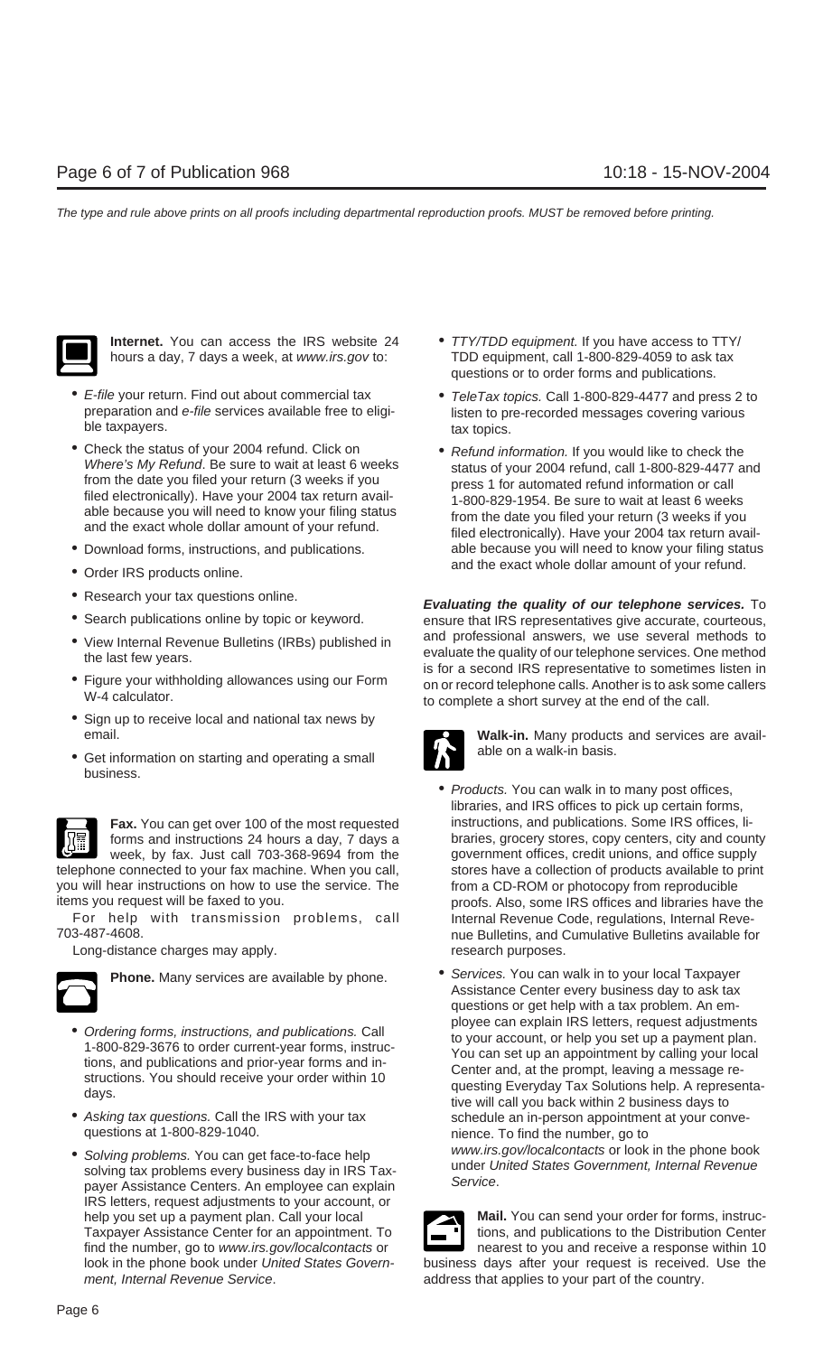**Internet.** You can access the IRS website 24 hours a day, 7 days a week, at *www.irs.gov* to:

- *E-file* your return. Find out about commercial tax preparation and *e-file* services available free to eligible taxpayers.
- Check the status of your 2004 refund. Click on *Where's My Refund*. Be sure to wait at least 6 weeks from the date you filed your return (3 weeks if you filed electronically). Have your 2004 tax return available because you will need to know your filing status and the exact whole dollar amount of your refund.
- Download forms, instructions, and publications.
- Order IRS products online.
- Research your tax questions online.
- Search publications online by topic or keyword.
- View Internal Revenue Bulletins (IRBs) published in the last few years.
- Figure your withholding allowances using our Form W-4 calculator.
- Sign up to receive local and national tax news by email.
- Get information on starting and operating a small business.

**Fax.** You can get over 100 of the most requested forms and instructions 24 hours a day, 7 days a week, by fax. Just call 703-368-9694 from the telephone connected to your fax machine. When you call, you will hear instructions on how to use the service. The items you request will be faxed to you.

For help with transmission problems, call 703-487-4608.

Long-distance charges may apply.

**Phone.** Many services are available by phone.

- *Ordering forms, instructions, and publications.* Call 1-800-829-3676 to order current-year forms, instructions, and publications and prior-year forms and instructions. You should receive your order within 10 days.
- *Asking tax questions.* Call the IRS with your tax questions at 1-800-829-1040.
- *Solving problems.* You can get face-to-face help solving tax problems every business day in IRS Taxpayer Assistance Centers. An employee can explain IRS letters, request adjustments to your account, or help you set up a payment plan. Call your local Taxpayer Assistance Center for an appointment. To find the number, go to *www.irs.gov/localcontacts* or look in the phone book under *United States Government, Internal Revenue Service*.
- *TTY/TDD equipment.* If you have access to TTY/TDD equipment, call 1-800-829-4059 to ask tax questions or to order forms and publications.
- *TeleTax topics.* Call 1-800-829-4477 and press 2 to listen to pre-recorded messages covering various tax topics.
- *Refund information.* If you would like to check the status of your 2004 refund, call 1-800-829-4477 and press 1 for automated refund information or call 1-800-829-1954. Be sure to wait at least 6 weeks from the date you filed your return (3 weeks if you filed electronically). Have your 2004 tax return available because you will need to know your filing status and the exact whole dollar amount of your refund.

***Evaluating the quality of our telephone services.*** To ensure that IRS representatives give accurate, courteous, and professional answers, we use several methods to evaluate the quality of our telephone services. One method is for a second IRS representative to sometimes listen in on or record telephone calls. Another is to ask some callers to complete a short survey at the end of the call.

**Walk-in.** Many products and services are available on a walk-in basis.

- *Products.* You can walk in to many post offices, libraries, and IRS offices to pick up certain forms, instructions, and publications. Some IRS offices, libraries, grocery stores, copy centers, city and county government offices, credit unions, and office supply stores have a collection of products available to print from a CD-ROM or photocopy from reproducible proofs. Also, some IRS offices and libraries have the Internal Revenue Code, regulations, Internal Revenue Bulletins, and Cumulative Bulletins available for research purposes.
- *Services.* You can walk in to your local Taxpayer Assistance Center every business day to ask tax questions or get help with a tax problem. An employee can explain IRS letters, request adjustments to your account, or help you set up a payment plan. You can set up an appointment by calling your local Center and, at the prompt, leaving a message requesting Everyday Tax Solutions help. A representative will call you back within 2 business days to schedule an in-person appointment at your convenience. To find the number, go to *www.irs.gov/localcontacts* or look in the phone book under *United States Government, Internal Revenue Service*.

**Mail.** You can send your order for forms, instructions, and publications to the Distribution Center nearest to you and receive a response within 10 business days after your request is received. Use the address that applies to your part of the country.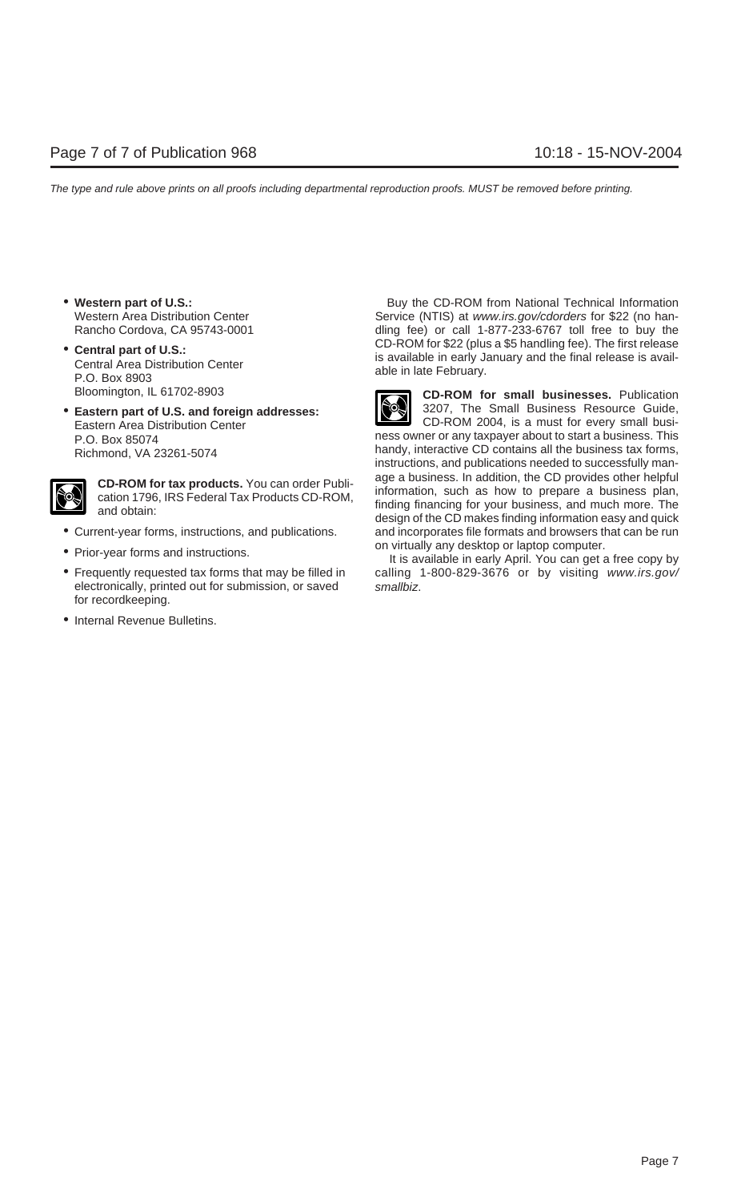The type and rule above prints on all proofs including departmental reproduction proofs. MUST be removed before printing.

- **Western part of U.S.:**
  Western Area Distribution Center
  Rancho Cordova, CA 95743-0001
- **Central part of U.S.:**
  Central Area Distribution Center
  P.O. Box 8903
  Bloomington, IL 61702-8903
- **Eastern part of U.S. and foreign addresses:**
  Eastern Area Distribution Center
  P.O. Box 85074
  Richmond, VA 23261-5074

**CD-ROM for tax products.** You can order Publication 1796, IRS Federal Tax Products CD-ROM, and obtain:

- Current-year forms, instructions, and publications.
- Prior-year forms and instructions.
- Frequently requested tax forms that may be filled in electronically, printed out for submission, or saved for recordkeeping.
- Internal Revenue Bulletins.

Buy the CD-ROM from National Technical Information Service (NTIS) at *www.irs.gov/cdorders* for $22 (no handling fee) or call 1-877-233-6767 toll free to buy the CD-ROM for $22 (plus a $5 handling fee). The first release is available in early January and the final release is available in late February.

**CD-ROM for small businesses.** Publication 3207, The Small Business Resource Guide, CD-ROM 2004, is a must for every small business owner or any taxpayer about to start a business. This handy, interactive CD contains all the business tax forms, instructions, and publications needed to successfully manage a business. In addition, the CD provides other helpful information, such as how to prepare a business plan, finding financing for your business, and much more. The design of the CD makes finding information easy and quick and incorporates file formats and browsers that can be run on virtually any desktop or laptop computer.

It is available in early April. You can get a free copy by calling 1-800-829-3676 or by visiting *www.irs.gov/smallbiz*.